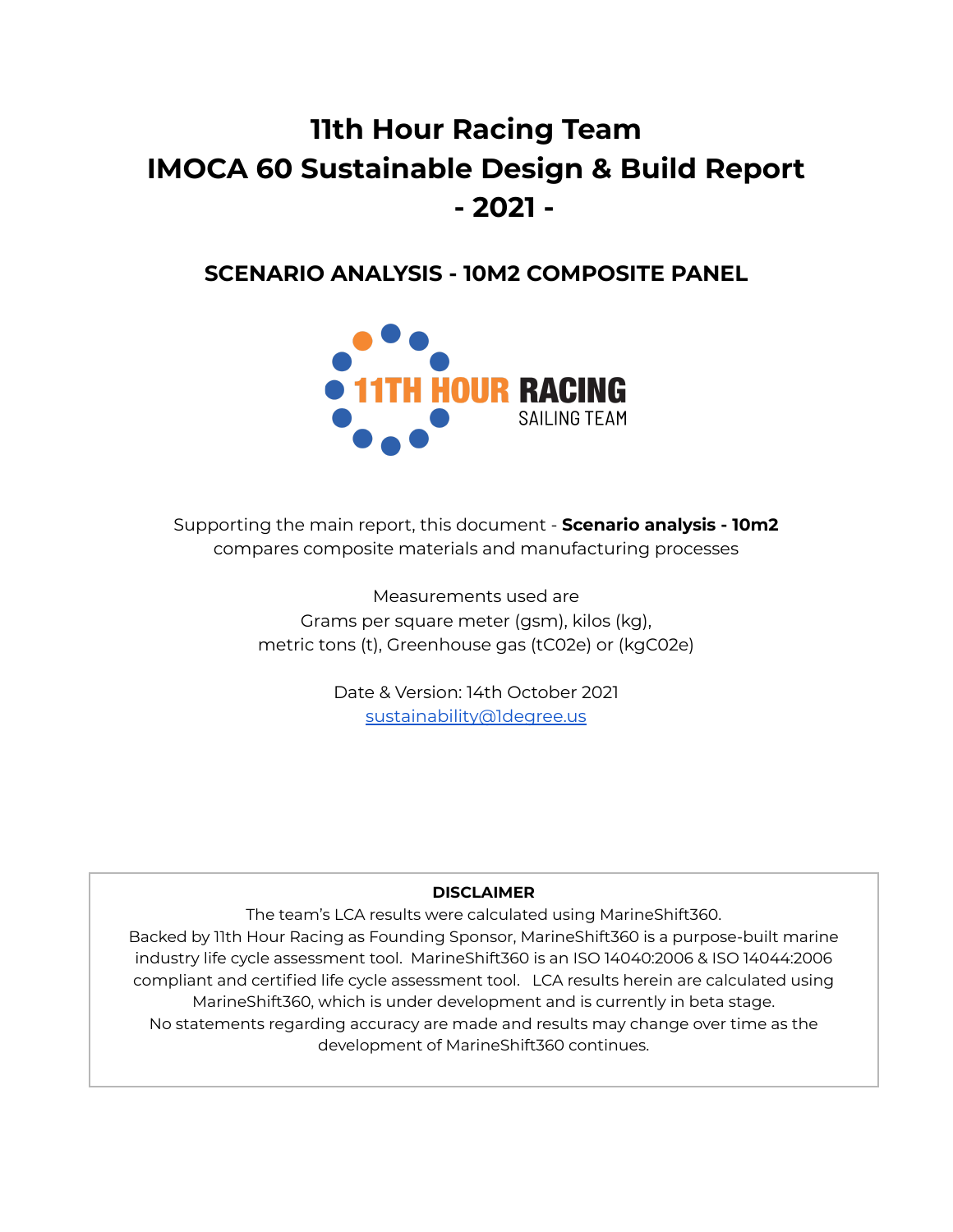# 11th Hour Racing Team IMOCA 60 Sustainable Design & Build Report - 2021 -

## SCENARIO ANALYSIS - 10M2 COMPOSITE PANEL

Supporting the main report, this document - **Scenario analysis - 10m2** compares composite materials and manufacturing processes

Measurements used are
Grams per square meter (gsm), kilos (kg),
metric tons (t), Greenhouse gas (tC02e) or (kgC02e)

Date & Version: 14th October 2021
sustainability@1degree.us

**DISCLAIMER**

The team's LCA results were calculated using MarineShift360.
Backed by 11th Hour Racing as Founding Sponsor, MarineShift360 is a purpose-built marine industry life cycle assessment tool. MarineShift360 is an ISO 14040:2006 & ISO 14044:2006 compliant and certified life cycle assessment tool. LCA results herein are calculated using MarineShift360, which is under development and is currently in beta stage.
No statements regarding accuracy are made and results may change over time as the development of MarineShift360 continues.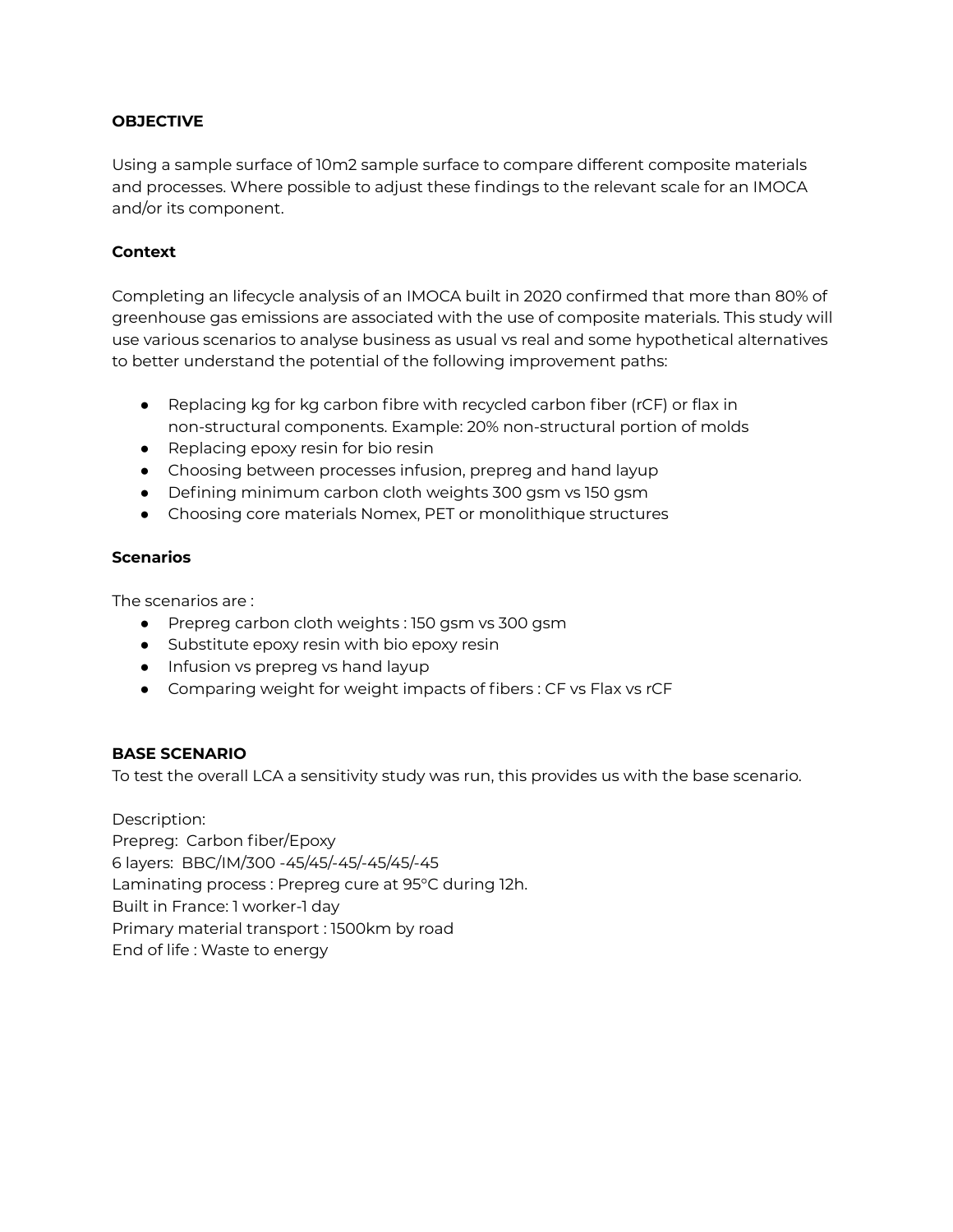**OBJECTIVE**

Using a sample surface of 10m2 sample surface to compare different composite materials and processes. Where possible to adjust these findings to the relevant scale for an IMOCA and/or its component.

**Context**

Completing an lifecycle analysis of an IMOCA built in 2020 confirmed that more than 80% of greenhouse gas emissions are associated with the use of composite materials. This study will use various scenarios to analyse business as usual vs real and some hypothetical alternatives to better understand the potential of the following improvement paths:

- Replacing kg for kg carbon fibre with recycled carbon fiber (rCF) or flax in non-structural components. Example: 20% non-structural portion of molds
- Replacing epoxy resin for bio resin
- Choosing between processes infusion, prepreg and hand layup
- Defining minimum carbon cloth weights 300 gsm vs 150 gsm
- Choosing core materials Nomex, PET or monolithique structures

**Scenarios**

The scenarios are :

- Prepreg carbon cloth weights : 150 gsm vs 300 gsm
- Substitute epoxy resin with bio epoxy resin
- Infusion vs prepreg vs hand layup
- Comparing weight for weight impacts of fibers : CF vs Flax vs rCF

**BASE SCENARIO**

To test the overall LCA a sensitivity study was run, this provides us with the base scenario.

Description:
Prepreg: Carbon fiber/Epoxy
6 layers: BBC/IM/300 -45/45/-45/-45/45/-45
Laminating process : Prepreg cure at 95°C during 12h.
Built in France: 1 worker-1 day
Primary material transport : 1500km by road
End of life : Waste to energy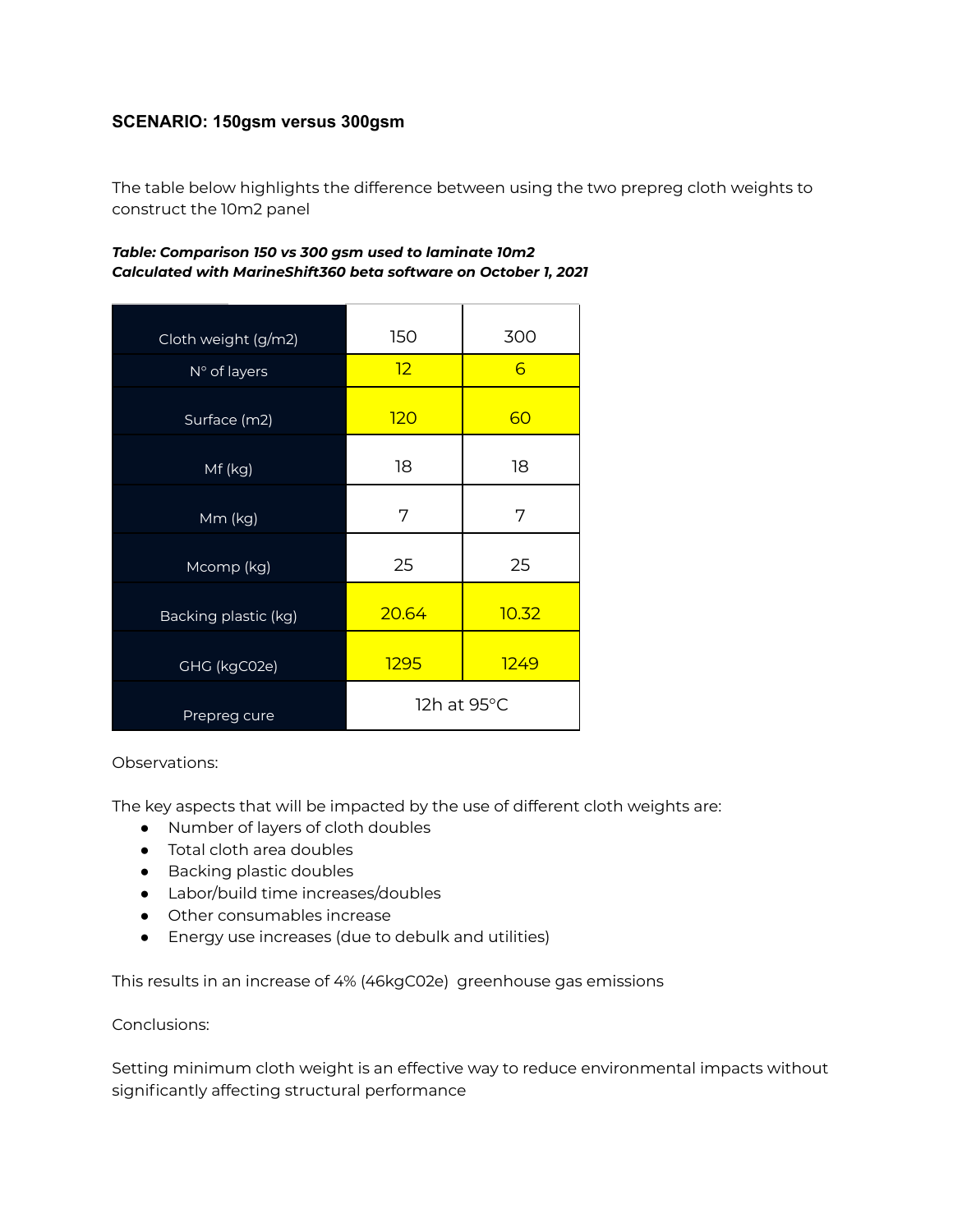### SCENARIO: 150gsm versus 300gsm

The table below highlights the difference between using the two prepreg cloth weights to construct the 10m2 panel

***Table: Comparison 150 vs 300 gsm used to laminate 10m2***
***Calculated with MarineShift360 beta software on October 1, 2021***

| Cloth weight (g/m2) | 150 | 300 |
|---|---|---|
| N° of layers | 12 | 6 |
| Surface (m2) | 120 | 60 |
| Mf (kg) | 18 | 18 |
| Mm (kg) | 7 | 7 |
| Mcomp (kg) | 25 | 25 |
| Backing plastic (kg) | 20.64 | 10.32 |
| GHG (kgC02e) | 1295 | 1249 |
| Prepreg cure | 12h at 95°C | |

Observations:

The key aspects that will be impacted by the use of different cloth weights are:

- Number of layers of cloth doubles
- Total cloth area doubles
- Backing plastic doubles
- Labor/build time increases/doubles
- Other consumables increase
- Energy use increases (due to debulk and utilities)

This results in an increase of 4% (46kgC02e) greenhouse gas emissions

Conclusions:

Setting minimum cloth weight is an effective way to reduce environmental impacts without significantly affecting structural performance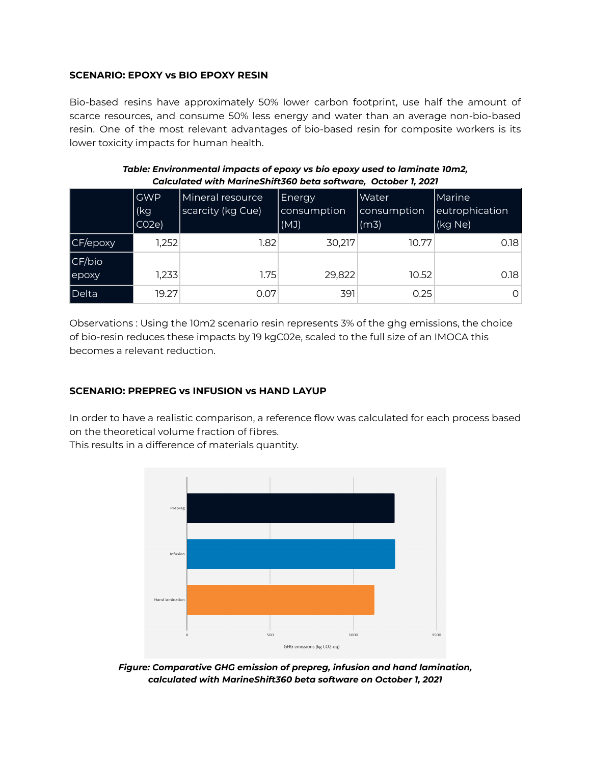**SCENARIO: EPOXY vs BIO EPOXY RESIN**

Bio-based resins have approximately 50% lower carbon footprint, use half the amount of scarce resources, and consume 50% less energy and water than an average non-bio-based resin. One of the most relevant advantages of bio-based resin for composite workers is its lower toxicity impacts for human health.

***Table: Environmental impacts of epoxy vs bio epoxy used to laminate 10m2, Calculated with MarineShift360 beta software, October 1, 2021***

| | GWP (kg C02e) | Mineral resource scarcity (kg Cue) | Energy consumption (MJ) | Water consumption (m3) | Marine eutrophication (kg Ne) |
|---|---|---|---|---|---|
| CF/epoxy | 1,252 | 1.82 | 30,217 | 10.77 | 0.18 |
| CF/bio epoxy | 1,233 | 1.75 | 29,822 | 10.52 | 0.18 |
| Delta | 19.27 | 0.07 | 391 | 0.25 | 0 |

Observations : Using the 10m2 scenario resin represents 3% of the ghg emissions, the choice of bio-resin reduces these impacts by 19 kgC02e, scaled to the full size of an IMOCA this becomes a relevant reduction.

**SCENARIO: PREPREG vs INFUSION vs HAND LAYUP**

In order to have a realistic comparison, a reference flow was calculated for each process based on the theoretical volume fraction of fibres.
This results in a difference of materials quantity.

***Figure: Comparative GHG emission of prepreg, infusion and hand lamination, calculated with MarineShift360 beta software on October 1, 2021***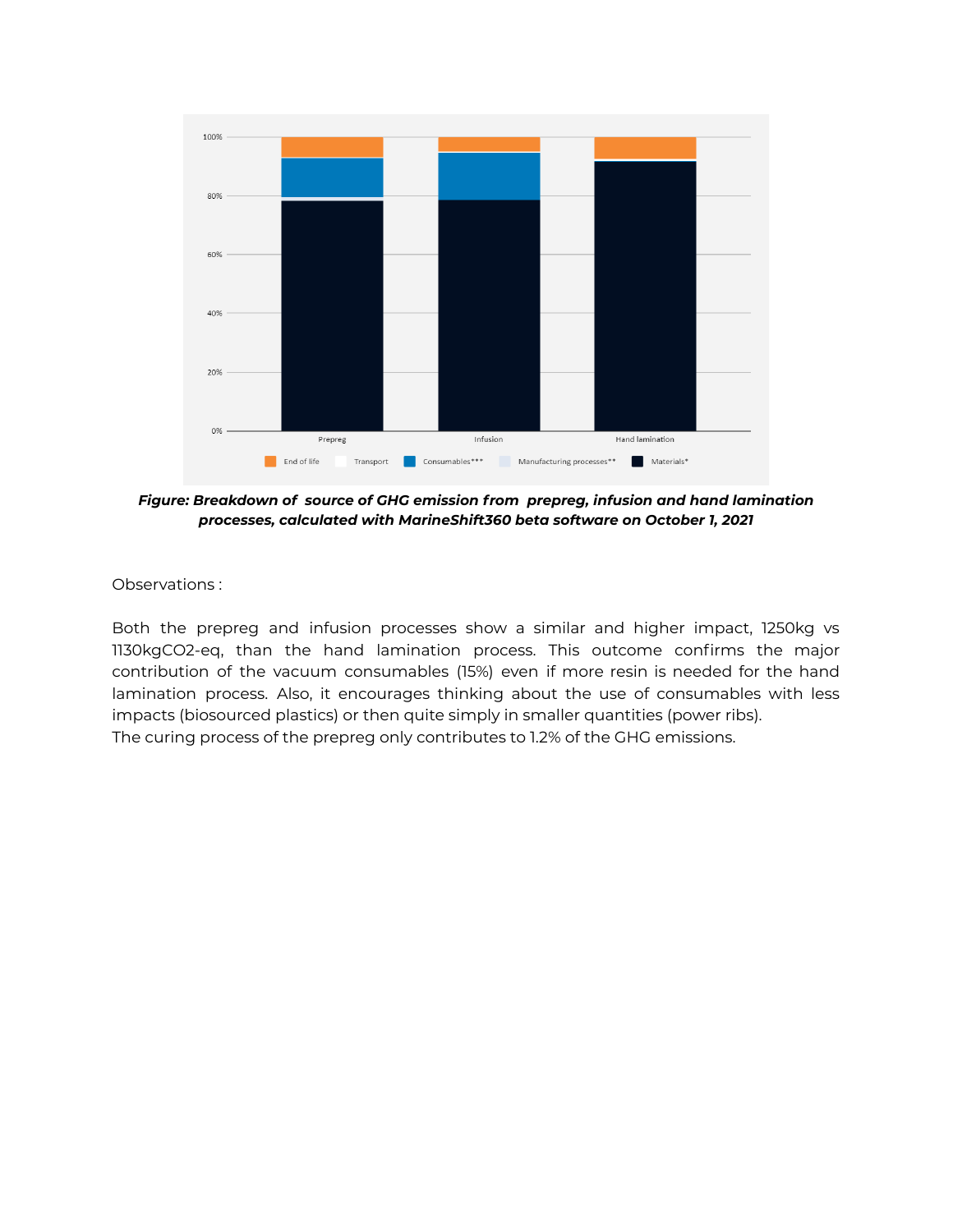***Figure: Breakdown of source of GHG emission from prepreg, infusion and hand lamination processes, calculated with MarineShift360 beta software on October 1, 2021***

Observations :

Both the prepreg and infusion processes show a similar and higher impact, 1250kg vs 1130kgCO2-eq, than the hand lamination process. This outcome confirms the major contribution of the vacuum consumables (15%) even if more resin is needed for the hand lamination process. Also, it encourages thinking about the use of consumables with less impacts (biosourced plastics) or then quite simply in smaller quantities (power ribs).
The curing process of the prepreg only contributes to 1.2% of the GHG emissions.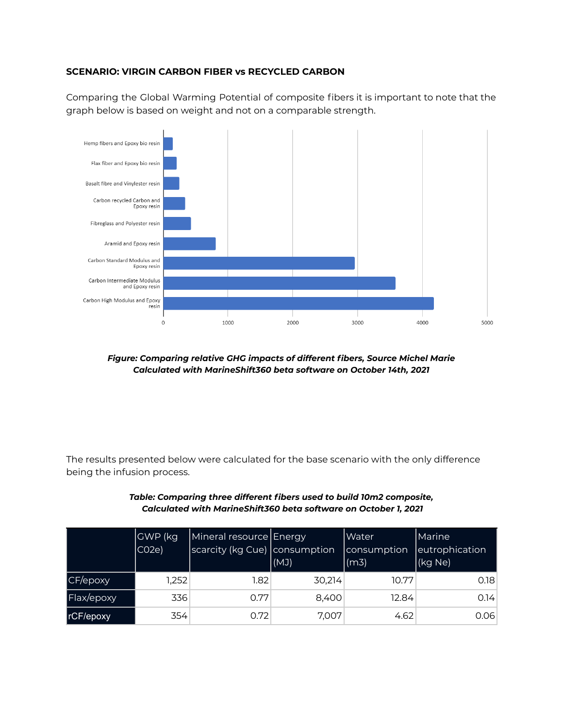**SCENARIO: VIRGIN CARBON FIBER vs RECYCLED CARBON**

Comparing the Global Warming Potential of composite fibers it is important to note that the graph below is based on weight and not on a comparable strength.

***Figure: Comparing relative GHG impacts of different fibers, Source Michel Marie Calculated with MarineShift360 beta software on October 14th, 2021***

The results presented below were calculated for the base scenario with the only difference being the infusion process.

***Table: Comparing three different fibers used to build 10m2 composite, Calculated with MarineShift360 beta software on October 1, 2021***

| | GWP (kg C02e) | Mineral resource scarcity (kg Cue) | Energy consumption (MJ) | Water consumption (m3) | Marine eutrophication (kg Ne) |
|---|---|---|---|---|---|
| CF/epoxy | 1,252 | 1.82 | 30,214 | 10.77 | 0.18 |
| Flax/epoxy | 336 | 0.77 | 8,400 | 12.84 | 0.14 |
| rCF/epoxy | 354 | 0.72 | 7,007 | 4.62 | 0.06 |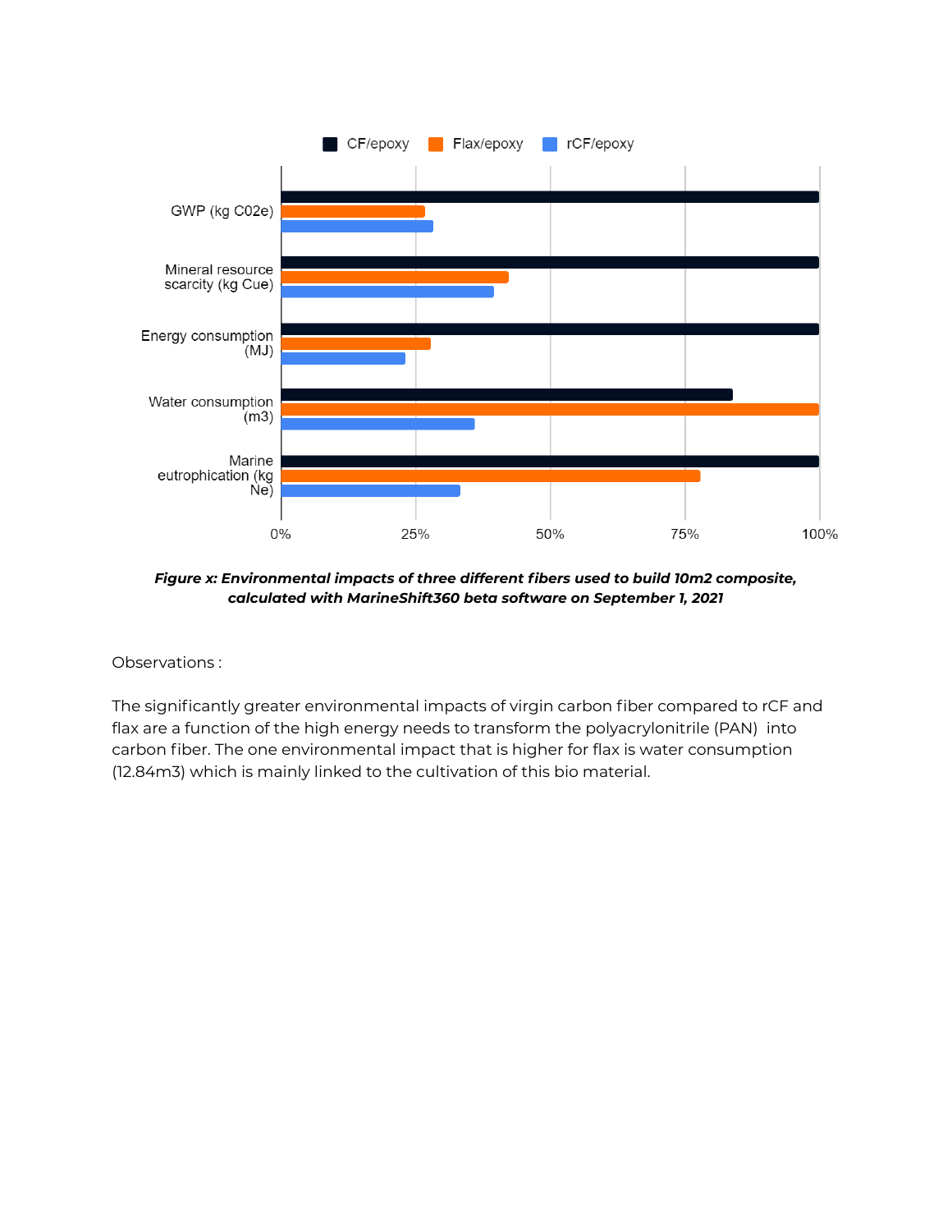*__Figure x: Environmental impacts of three different fibers used to build 10m2 composite, calculated with MarineShift360 beta software on September 1, 2021__*

Observations :

The significantly greater environmental impacts of virgin carbon fiber compared to rCF and flax are a function of the high energy needs to transform the polyacrylonitrile (PAN) into carbon fiber. The one environmental impact that is higher for flax is water consumption (12.84m3) which is mainly linked to the cultivation of this bio material.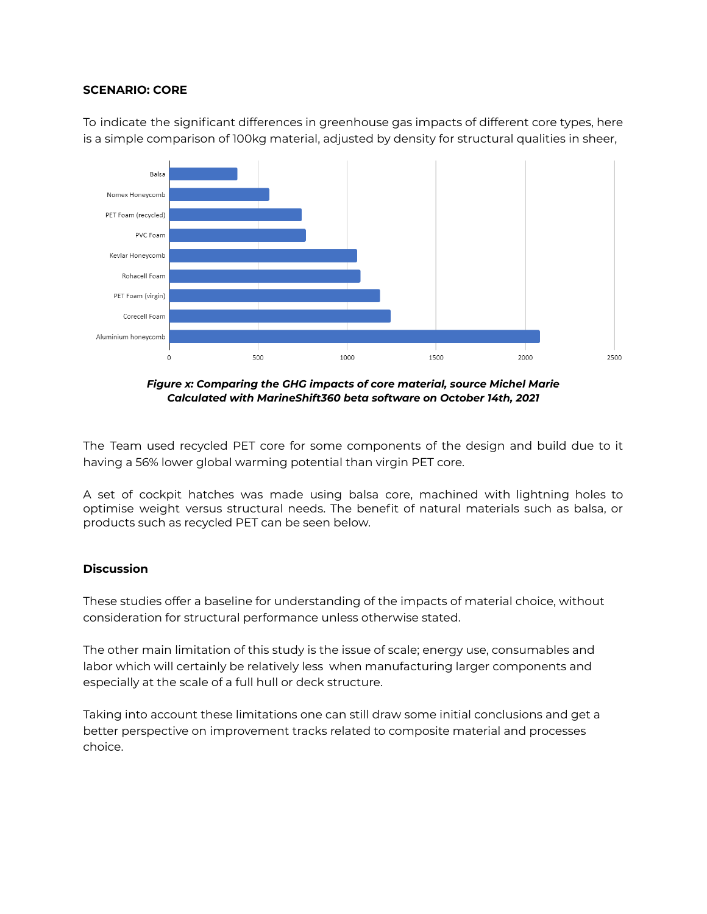**SCENARIO: CORE**

To indicate the significant differences in greenhouse gas impacts of different core types, here is a simple comparison of 100kg material, adjusted by density for structural qualities in sheer,

Balsa
Nomex Honeycomb
PET Foam (recycled)
PVC Foam
Kevlar Honeycomb
Rohacell Foam
PET Foam (virgin)
Corecell Foam
Aluminium honeycomb

0
500
1000
1500
2000
2500

***Figure x: Comparing the GHG impacts of core material, source Michel Marie Calculated with MarineShift360 beta software on October 14th, 2021***

The Team used recycled PET core for some components of the design and build due to it having a 56% lower global warming potential than virgin PET core.

A set of cockpit hatches was made using balsa core, machined with lightning holes to optimise weight versus structural needs. The benefit of natural materials such as balsa, or products such as recycled PET can be seen below.

**Discussion**

These studies offer a baseline for understanding of the impacts of material choice, without consideration for structural performance unless otherwise stated.

The other main limitation of this study is the issue of scale; energy use, consumables and labor which will certainly be relatively less when manufacturing larger components and especially at the scale of a full hull or deck structure.

Taking into account these limitations one can still draw some initial conclusions and get a better perspective on improvement tracks related to composite material and processes choice.